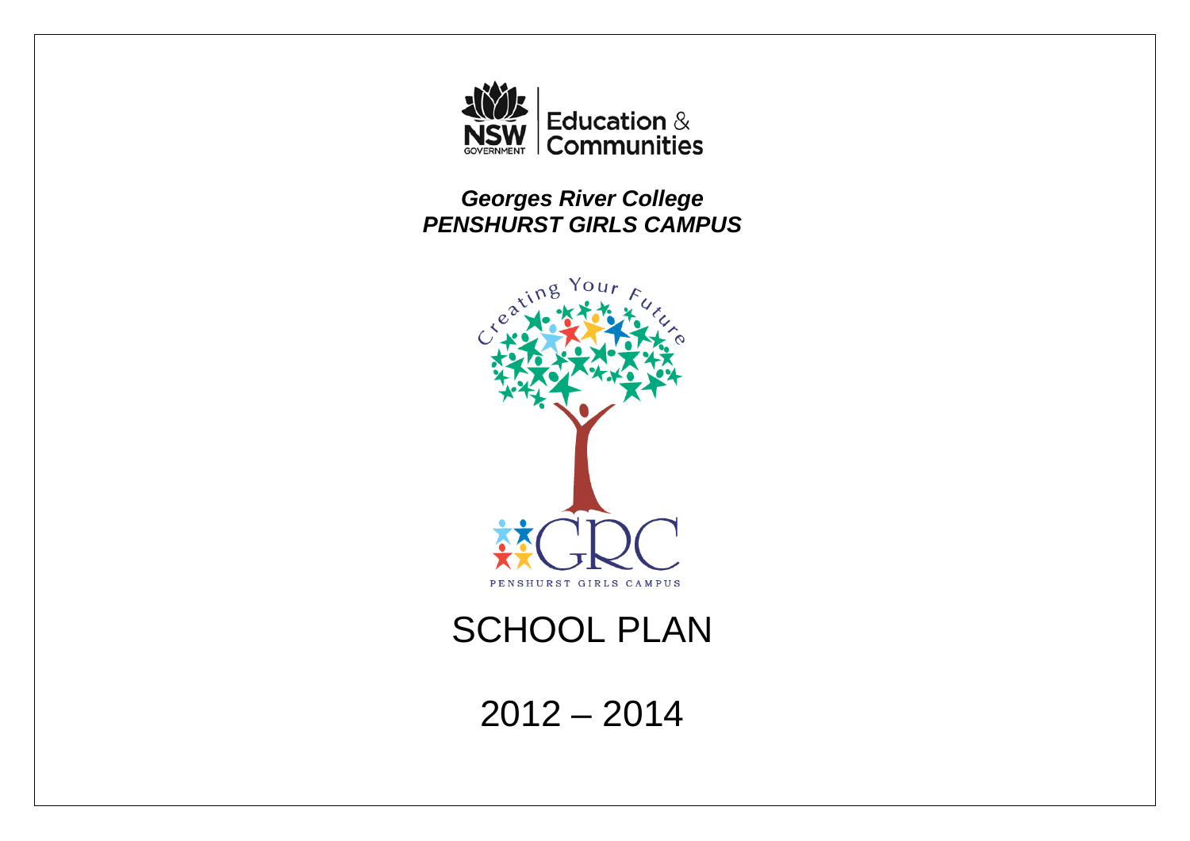NSW GOVERNMENT | Education & Communities

***Georges River College***
***PENSHURST GIRLS CAMPUS***

Creating Your Future

GRC
PENSHURST GIRLS CAMPUS

# SCHOOL PLAN

# 2012 – 2014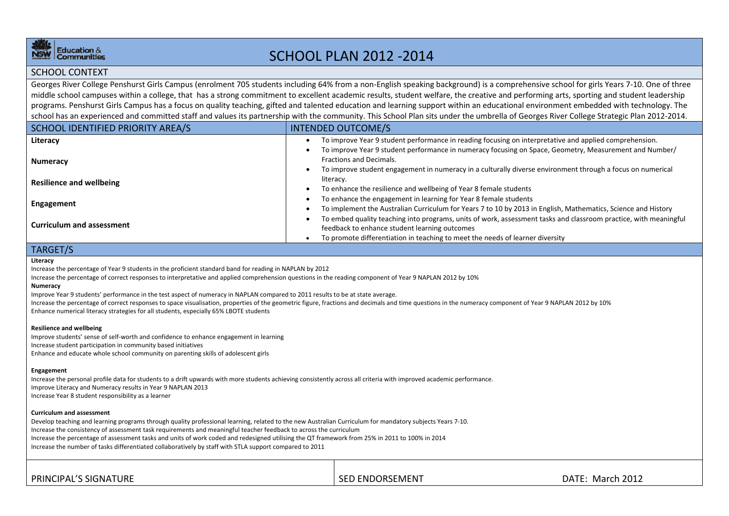# SCHOOL PLAN 2012 -2014

## SCHOOL CONTEXT

Georges River College Penshurst Girls Campus (enrolment 705 students including 64% from a non-English speaking background) is a comprehensive school for girls Years 7-10. One of three middle school campuses within a college, that has a strong commitment to excellent academic results, student welfare, the creative and performing arts, sporting and student leadership programs. Penshurst Girls Campus has a focus on quality teaching, gifted and talented education and learning support within an educational environment embedded with technology. The school has an experienced and committed staff and values its partnership with the community. This School Plan sits under the umbrella of Georges River College Strategic Plan 2012-2014.

| SCHOOL IDENTIFIED PRIORITY AREA/S | INTENDED OUTCOME/S |
|---|---|
| **Literacy**<br><br>**Numeracy**<br><br>**Resilience and wellbeing**<br><br>**Engagement**<br><br>**Curriculum and assessment** | • To improve Year 9 student performance in reading focusing on interpretative and applied comprehension.<br>• To improve Year 9 student performance in numeracy focusing on Space, Geometry, Measurement and Number/ Fractions and Decimals.<br>• To improve student engagement in numeracy in a culturally diverse environment through a focus on numerical literacy.<br>• To enhance the resilience and wellbeing of Year 8 female students<br>• To enhance the engagement in learning for Year 8 female students<br>• To implement the Australian Curriculum for Years 7 to 10 by 2013 in English, Mathematics, Science and History<br>• To embed quality teaching into programs, units of work, assessment tasks and classroom practice, with meaningful feedback to enhance student learning outcomes<br>• To promote differentiation in teaching to meet the needs of learner diversity |

## TARGET/S

**Literacy**

Increase the percentage of Year 9 students in the proficient standard band for reading in NAPLAN by 2012

Increase the percentage of correct responses to interpretative and applied comprehension questions in the reading component of Year 9 NAPLAN 2012 by 10%

**Numeracy**

Improve Year 9 students' performance in the test aspect of numeracy in NAPLAN compared to 2011 results to be at state average.

Increase the percentage of correct responses to space visualisation, properties of the geometric figure, fractions and decimals and time questions in the numeracy component of Year 9 NAPLAN 2012 by 10%

Enhance numerical literacy strategies for all students, especially 65% LBOTE students

**Resilience and wellbeing**

Improve students' sense of self-worth and confidence to enhance engagement in learning

Increase student participation in community based initiatives

Enhance and educate whole school community on parenting skills of adolescent girls

**Engagement**

Increase the personal profile data for students to a drift upwards with more students achieving consistently across all criteria with improved academic performance.

Improve Literacy and Numeracy results in Year 9 NAPLAN 2013

Increase Year 8 student responsibility as a learner

**Curriculum and assessment**

Develop teaching and learning programs through quality professional learning, related to the new Australian Curriculum for mandatory subjects Years 7-10.

Increase the consistency of assessment task requirements and meaningful teacher feedback to across the curriculum

Increase the percentage of assessment tasks and units of work coded and redesigned utilising the QT framework from 25% in 2011 to 100% in 2014

Increase the number of tasks differentiated collaboratively by staff with STLA support compared to 2011

| PRINCIPAL'S SIGNATURE | SED ENDORSEMENT | DATE: March 2012 |
|---|---|---|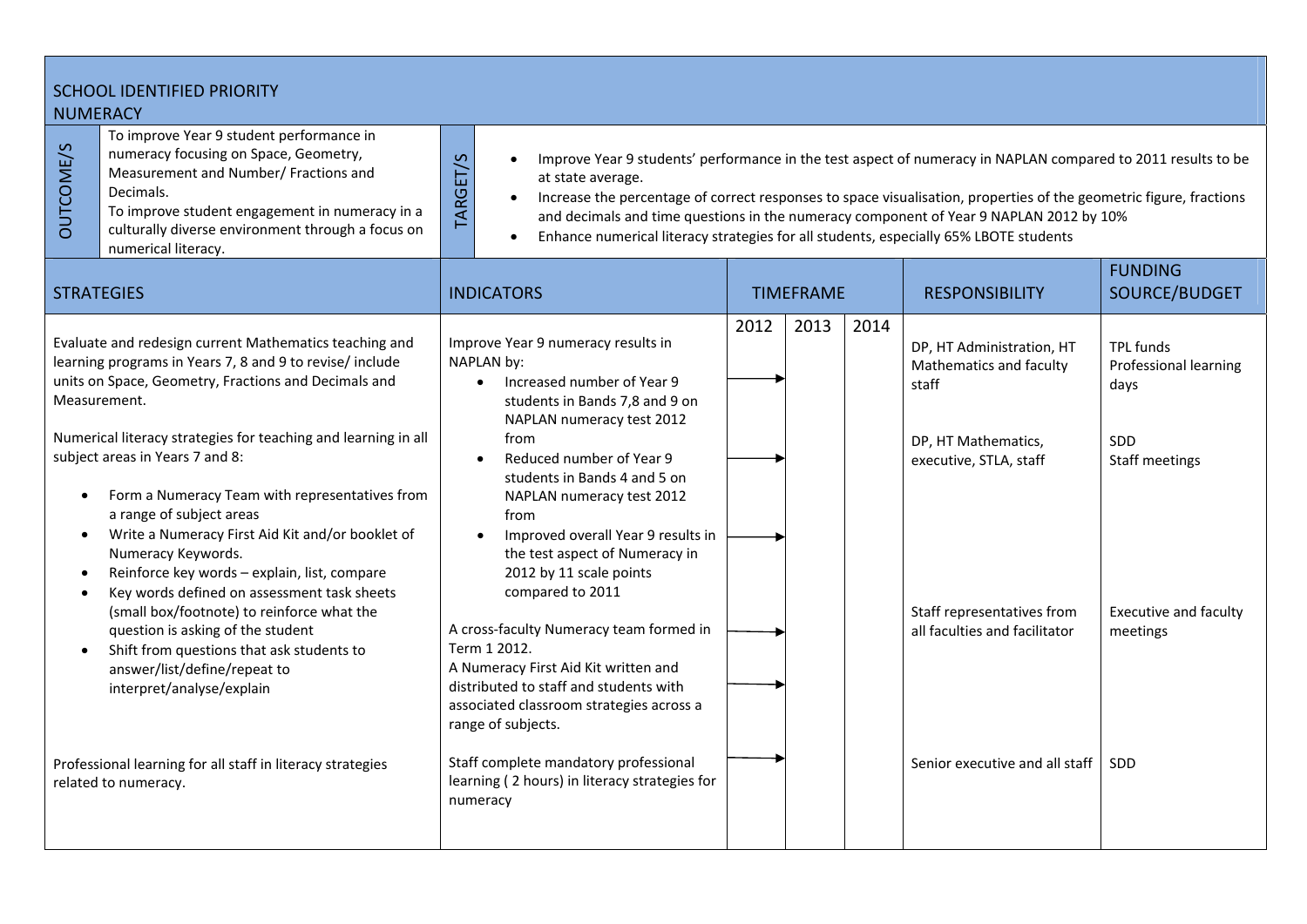## SCHOOL IDENTIFIED PRIORITY

### NUMERACY

| OUTCOME/S | TARGET/S |
|---|---|
| To improve Year 9 student performance in numeracy focusing on Space, Geometry, Measurement and Number/ Fractions and Decimals.<br>To improve student engagement in numeracy in a culturally diverse environment through a focus on numerical literacy. | • Improve Year 9 students' performance in the test aspect of numeracy in NAPLAN compared to 2011 results to be at state average.<br>• Increase the percentage of correct responses to space visualisation, properties of the geometric figure, fractions and decimals and time questions in the numeracy component of Year 9 NAPLAN 2012 by 10%<br>• Enhance numerical literacy strategies for all students, especially 65% LBOTE students |

| STRATEGIES | INDICATORS | TIMEFRAME 2012 | 2013 | 2014 | RESPONSIBILITY | FUNDING SOURCE/BUDGET |
|---|---|---|---|---|---|---|
| Evaluate and redesign current Mathematics teaching and learning programs in Years 7, 8 and 9 to revise/ include units on Space, Geometry, Fractions and Decimals and Measurement. | Improve Year 9 numeracy results in NAPLAN by:<br>• Increased number of Year 9 students in Bands 7,8 and 9 on NAPLAN numeracy test 2012 from | → | | | DP, HT Administration, HT Mathematics and faculty staff | TPL funds<br>Professional learning days |
| Numerical literacy strategies for teaching and learning in all subject areas in Years 7 and 8:<br>• Form a Numeracy Team with representatives from a range of subject areas<br>• Write a Numeracy First Aid Kit and/or booklet of Numeracy Keywords.<br>• Reinforce key words – explain, list, compare<br>• Key words defined on assessment task sheets (small box/footnote) to reinforce what the question is asking of the student<br>• Shift from questions that ask students to answer/list/define/repeat to interpret/analyse/explain | • Reduced number of Year 9 students in Bands 4 and 5 on NAPLAN numeracy test 2012 from<br>• Improved overall Year 9 results in the test aspect of Numeracy in 2012 by 11 scale points compared to 2011 | →<br><br>→ | | | DP, HT Mathematics, executive, STLA, staff | SDD<br>Staff meetings |
| | A cross-faculty Numeracy team formed in Term 1 2012.<br>A Numeracy First Aid Kit written and distributed to staff and students with associated classroom strategies across a range of subjects. | →<br><br>→ | | | Staff representatives from all faculties and facilitator | Executive and faculty meetings |
| Professional learning for all staff in literacy strategies related to numeracy. | Staff complete mandatory professional learning ( 2 hours) in literacy strategies for numeracy | → | | | Senior executive and all staff | SDD |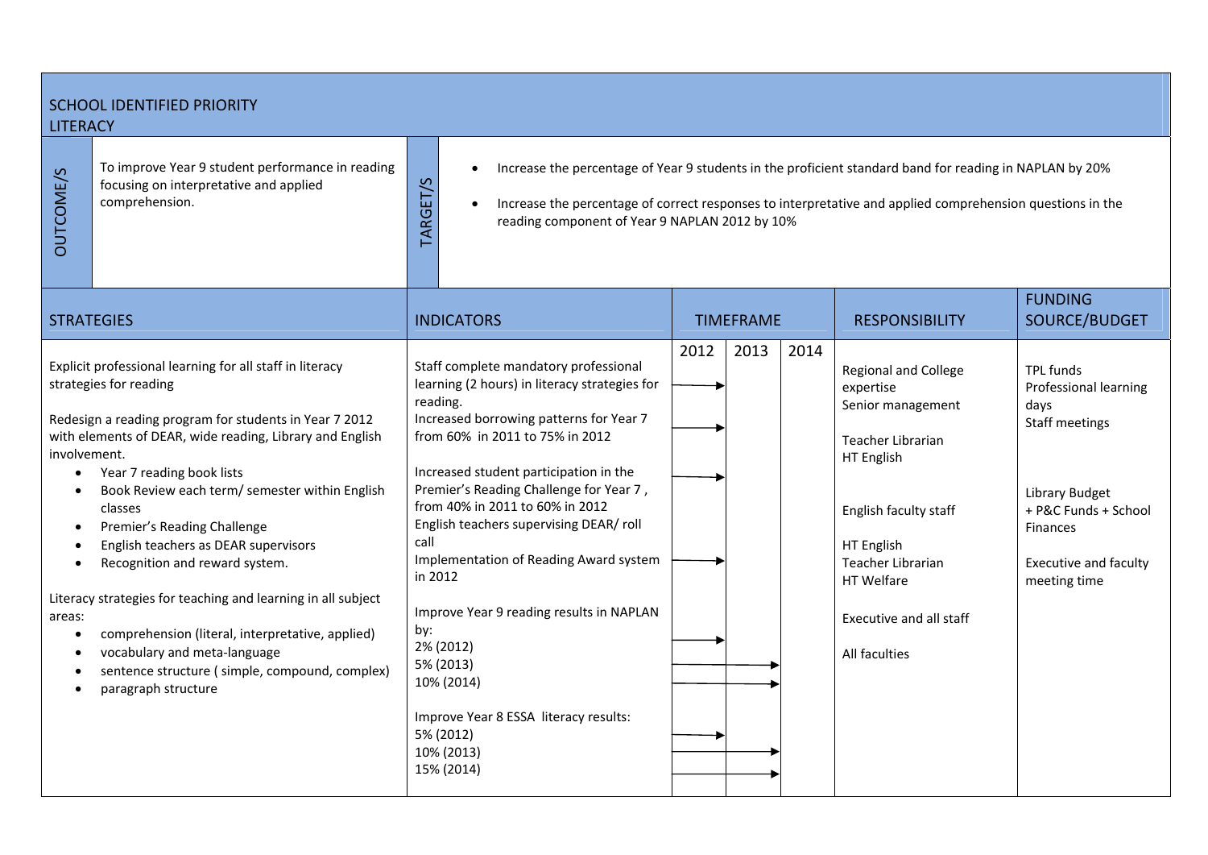## SCHOOL IDENTIFIED PRIORITY

## LITERACY

| OUTCOME/S | TARGET/S |
|---|---|
| To improve Year 9 student performance in reading focusing on interpretative and applied comprehension. | • Increase the percentage of Year 9 students in the proficient standard band for reading in NAPLAN by 20%<br>• Increase the percentage of correct responses to interpretative and applied comprehension questions in the reading component of Year 9 NAPLAN 2012 by 10% |

| STRATEGIES | INDICATORS | TIMEFRAME 2012 | TIMEFRAME 2013 | TIMEFRAME 2014 | RESPONSIBILITY | FUNDING SOURCE/BUDGET |
|---|---|---|---|---|---|---|
| Explicit professional learning for all staff in literacy strategies for reading | Staff complete mandatory professional learning (2 hours) in literacy strategies for reading. | → | | | Regional and College expertise<br>Senior management | TPL funds<br>Professional learning days<br>Staff meetings |
| Redesign a reading program for students in Year 7 2012 with elements of DEAR, wide reading, Library and English involvement.<br>• Year 7 reading book lists<br>• Book Review each term/ semester within English classes<br>• Premier's Reading Challenge<br>• English teachers as DEAR supervisors<br>• Recognition and reward system. | Increased borrowing patterns for Year 7 from 60% in 2011 to 75% in 2012<br><br>Increased student participation in the Premier's Reading Challenge for Year 7, from 40% in 2011 to 60% in 2012<br>English teachers supervising DEAR/ roll call<br>Implementation of Reading Award system in 2012 | →<br><br>→<br><br>→ | | | Teacher Librarian<br>HT English<br><br>English faculty staff<br><br>HT English<br>Teacher Librarian<br>HT Welfare | Library Budget + P&C Funds + School Finances<br><br>Executive and faculty meeting time |
| Literacy strategies for teaching and learning in all subject areas:<br>• comprehension (literal, interpretative, applied)<br>• vocabulary and meta-language<br>• sentence structure ( simple, compound, complex)<br>• paragraph structure | Improve Year 9 reading results in NAPLAN by:<br>2% (2012)<br>5% (2013)<br>10% (2014)<br><br>Improve Year 8 ESSA literacy results:<br>5% (2012)<br>10% (2013)<br>15% (2014) | →<br>→<br>→<br><br>→<br>→<br>→ | <br>→<br>→<br><br><br>→<br>→ | | Executive and all staff<br><br>All faculties | |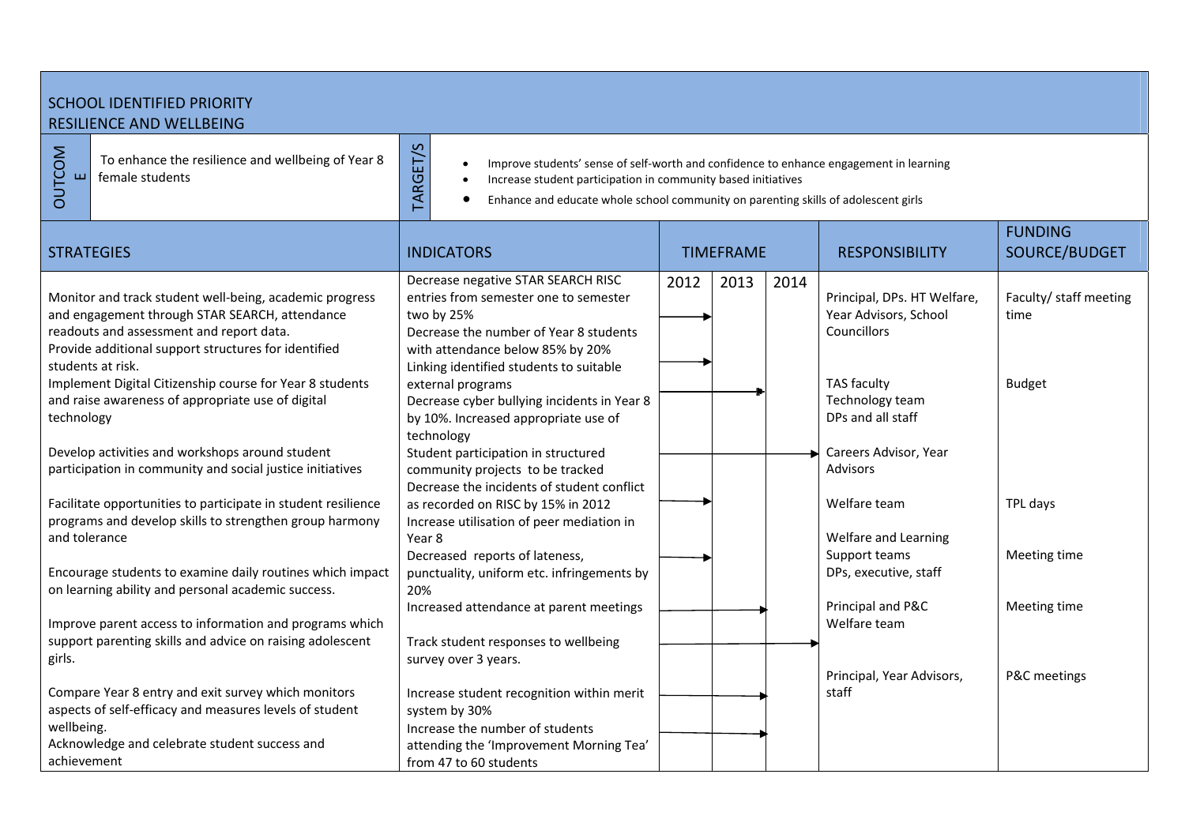## SCHOOL IDENTIFIED PRIORITY
## RESILIENCE AND WELLBEING

**OUTCOME**

To enhance the resilience and wellbeing of Year 8 female students

**TARGET/S**

- Improve students' sense of self-worth and confidence to enhance engagement in learning
- Increase student participation in community based initiatives
- Enhance and educate whole school community on parenting skills of adolescent girls

| STRATEGIES | INDICATORS | TIMEFRAME 2012 | 2013 | 2014 | RESPONSIBILITY | FUNDING SOURCE/BUDGET |
|---|---|---|---|---|---|---|
| Monitor and track student well-being, academic progress and engagement through STAR SEARCH, attendance readouts and assessment and report data. | Decrease negative STAR SEARCH RISC entries from semester one to semester two by 25% | → | | | Principal, DPs. HT Welfare, Year Advisors, School Councillors | Faculty/ staff meeting time |
| Provide additional support structures for identified students at risk. | Decrease the number of Year 8 students with attendance below 85% by 20% Linking identified students to suitable external programs | → | | | | |
| Implement Digital Citizenship course for Year 8 students and raise awareness of appropriate use of digital technology | Decrease cyber bullying incidents in Year 8 by 10%. Increased appropriate use of technology | → | → | | TAS faculty Technology team DPs and all staff | Budget |
| Develop activities and workshops around student participation in community and social justice initiatives | Student participation in structured community projects to be tracked | → | → | → | Careers Advisor, Year Advisors | |
| Facilitate opportunities to participate in student resilience programs and develop skills to strengthen group harmony and tolerance | Decrease the incidents of student conflict as recorded on RISC by 15% in 2012 Increase utilisation of peer mediation in Year 8 | → | | | Welfare team | TPL days |
| Encourage students to examine daily routines which impact on learning ability and personal academic success. | Decreased reports of lateness, punctuality, uniform etc. infringements by 20% | → | | | Welfare and Learning Support teams DPs, executive, staff | Meeting time |
| Improve parent access to information and programs which support parenting skills and advice on raising adolescent girls. | Increased attendance at parent meetings | → | → | | Principal and P&C Welfare team | Meeting time |
| Compare Year 8 entry and exit survey which monitors aspects of self-efficacy and measures levels of student wellbeing. | Track student responses to wellbeing survey over 3 years. | → | → | → | | |
| Acknowledge and celebrate student success and achievement | Increase student recognition within merit system by 30% Increase the number of students attending the 'Improvement Morning Tea' from 47 to 60 students | → | → | | Principal, Year Advisors, staff | P&C meetings |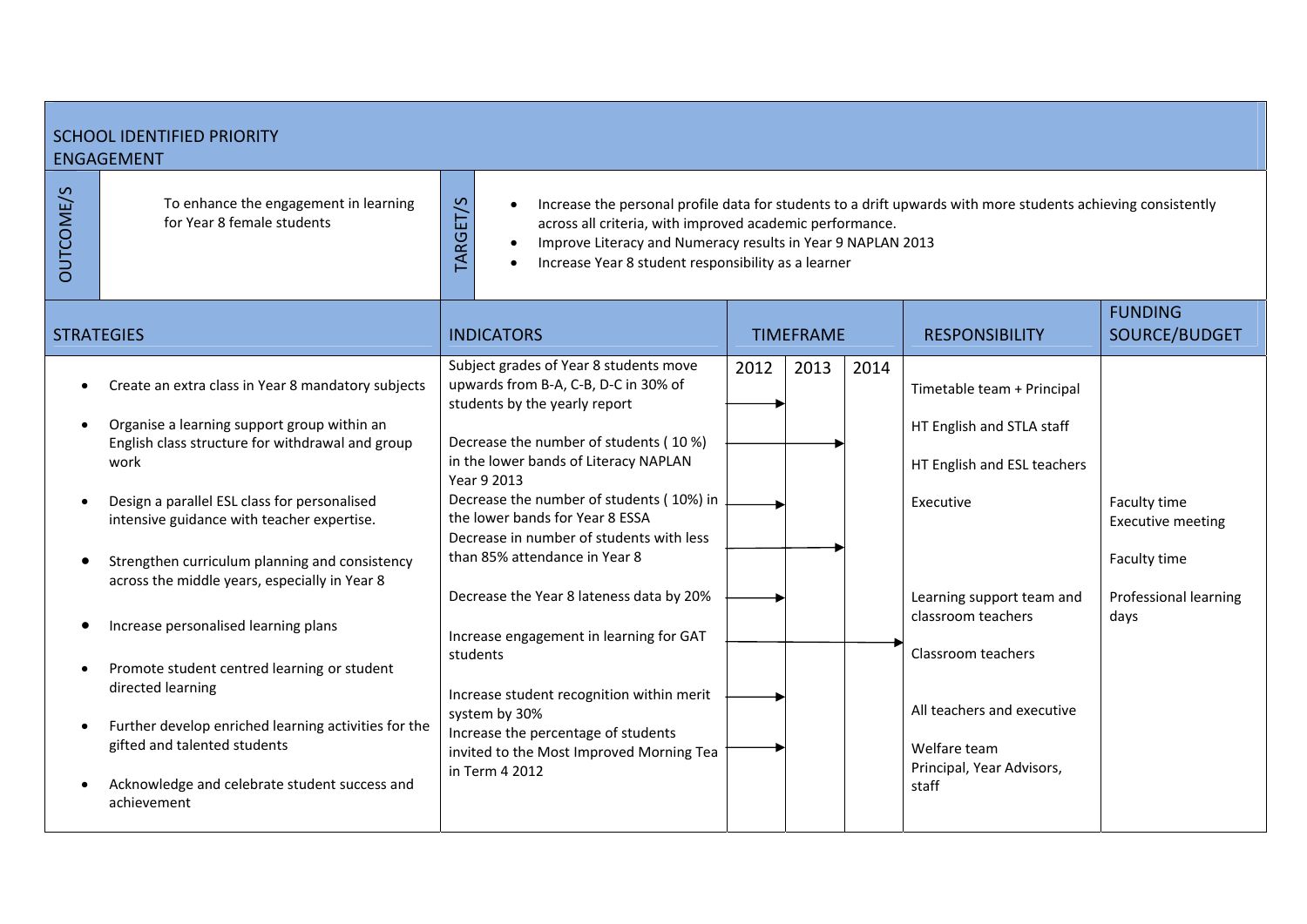## SCHOOL IDENTIFIED PRIORITY
## ENGAGEMENT

| OUTCOME/S | TARGET/S |
|---|---|
| To enhance the engagement in learning for Year 8 female students | • Increase the personal profile data for students to a drift upwards with more students achieving consistently across all criteria, with improved academic performance.<br>• Improve Literacy and Numeracy results in Year 9 NAPLAN 2013<br>• Increase Year 8 student responsibility as a learner |

| STRATEGIES | INDICATORS | 2012 | 2013 | 2014 | RESPONSIBILITY | FUNDING SOURCE/BUDGET |
|---|---|---|---|---|---|---|
| • Create an extra class in Year 8 mandatory subjects | Subject grades of Year 8 students move upwards from B-A, C-B, D-C in 30% of students by the yearly report | → | | | Timetable team + Principal | |
| • Organise a learning support group within an English class structure for withdrawal and group work | Decrease the number of students ( 10 %) in the lower bands of Literacy NAPLAN Year 9 2013 | → | → | | HT English and STLA staff | |
| • Design a parallel ESL class for personalised intensive guidance with teacher expertise. | Decrease the number of students ( 10%) in the lower bands for Year 8 ESSA | → | | | HT English and ESL teachers | |
| • Strengthen curriculum planning and consistency across the middle years, especially in Year 8 | Decrease in number of students with less than 85% attendance in Year 8 | → | → | | Executive | Faculty time<br>Executive meeting |
| • Increase personalised learning plans | Decrease the Year 8 lateness data by 20% | → | | | | Faculty time |
| • Promote student centred learning or student directed learning | Increase engagement in learning for GAT students | → | → | → | Learning support team and classroom teachers | Professional learning days |
| • Further develop enriched learning activities for the gifted and talented students | Increase student recognition within merit system by 30% | → | | | Classroom teachers | |
| • Acknowledge and celebrate student success and achievement | Increase the percentage of students invited to the Most Improved Morning Tea in Term 4 2012 | → | | | All teachers and executive | |
| | | | | | Welfare team<br>Principal, Year Advisors, staff | |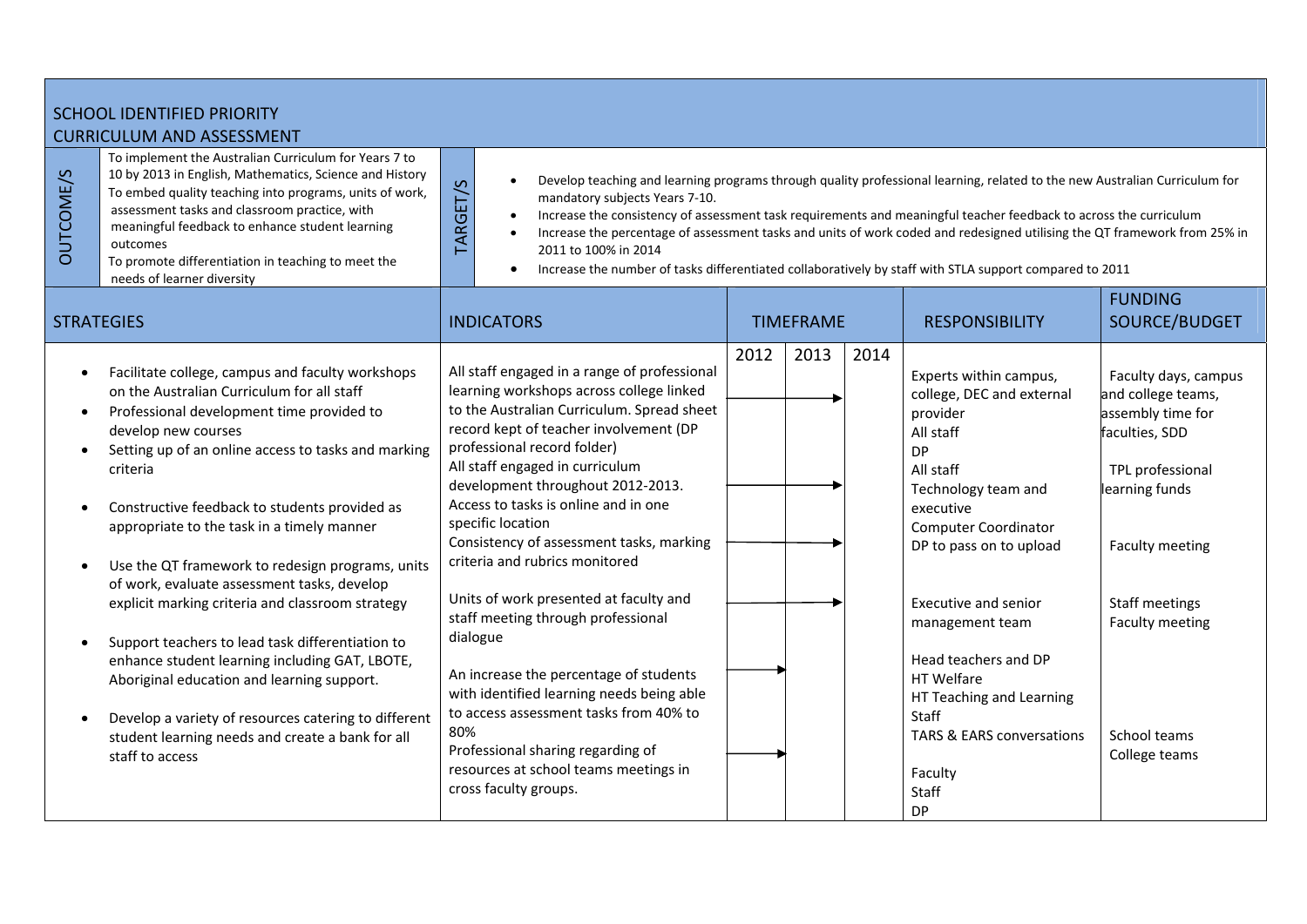## SCHOOL IDENTIFIED PRIORITY
## CURRICULUM AND ASSESSMENT

| OUTCOME/S | TARGET/S |
|---|---|
| To implement the Australian Curriculum for Years 7 to 10 by 2013 in English, Mathematics, Science and History<br>To embed quality teaching into programs, units of work, assessment tasks and classroom practice, with meaningful feedback to enhance student learning outcomes<br>To promote differentiation in teaching to meet the needs of learner diversity | • Develop teaching and learning programs through quality professional learning, related to the new Australian Curriculum for mandatory subjects Years 7-10.<br>• Increase the consistency of assessment task requirements and meaningful teacher feedback to across the curriculum<br>• Increase the percentage of assessment tasks and units of work coded and redesigned utilising the QT framework from 25% in 2011 to 100% in 2014<br>• Increase the number of tasks differentiated collaboratively by staff with STLA support compared to 2011 |

| STRATEGIES | INDICATORS | TIMEFRAME 2012 | TIMEFRAME 2013 | TIMEFRAME 2014 | RESPONSIBILITY | FUNDING SOURCE/BUDGET |
|---|---|---|---|---|---|---|
| • Facilitate college, campus and faculty workshops on the Australian Curriculum for all staff<br>• Professional development time provided to develop new courses<br>• Setting up of an online access to tasks and marking criteria<br>• Constructive feedback to students provided as appropriate to the task in a timely manner<br>• Use the QT framework to redesign programs, units of work, evaluate assessment tasks, develop explicit marking criteria and classroom strategy<br>• Support teachers to lead task differentiation to enhance student learning including GAT, LBOTE, Aboriginal education and learning support.<br>• Develop a variety of resources catering to different student learning needs and create a bank for all staff to access | All staff engaged in a range of professional learning workshops across college linked to the Australian Curriculum. Spread sheet record kept of teacher involvement (DP professional record folder)<br>All staff engaged in curriculum development throughout 2012-2013.<br>Access to tasks is online and in one specific location<br>Consistency of assessment tasks, marking criteria and rubrics monitored<br>Units of work presented at faculty and staff meeting through professional dialogue<br>An increase the percentage of students with identified learning needs being able to access assessment tasks from 40% to 80%<br>Professional sharing regarding of resources at school teams meetings in cross faculty groups. | → | → | | Experts within campus, college, DEC and external provider<br>All staff<br>DP<br>All staff<br>Technology team and executive<br>Computer Coordinator<br>DP to pass on to upload<br>Executive and senior management team<br>Head teachers and DP<br>HT Welfare<br>HT Teaching and Learning<br>Staff<br>TARS & EARS conversations<br>Faculty<br>Staff<br>DP | Faculty days, campus and college teams, assembly time for faculties, SDD<br>TPL professional learning funds<br>Faculty meeting<br>Staff meetings<br>Faculty meeting<br>School teams<br>College teams |